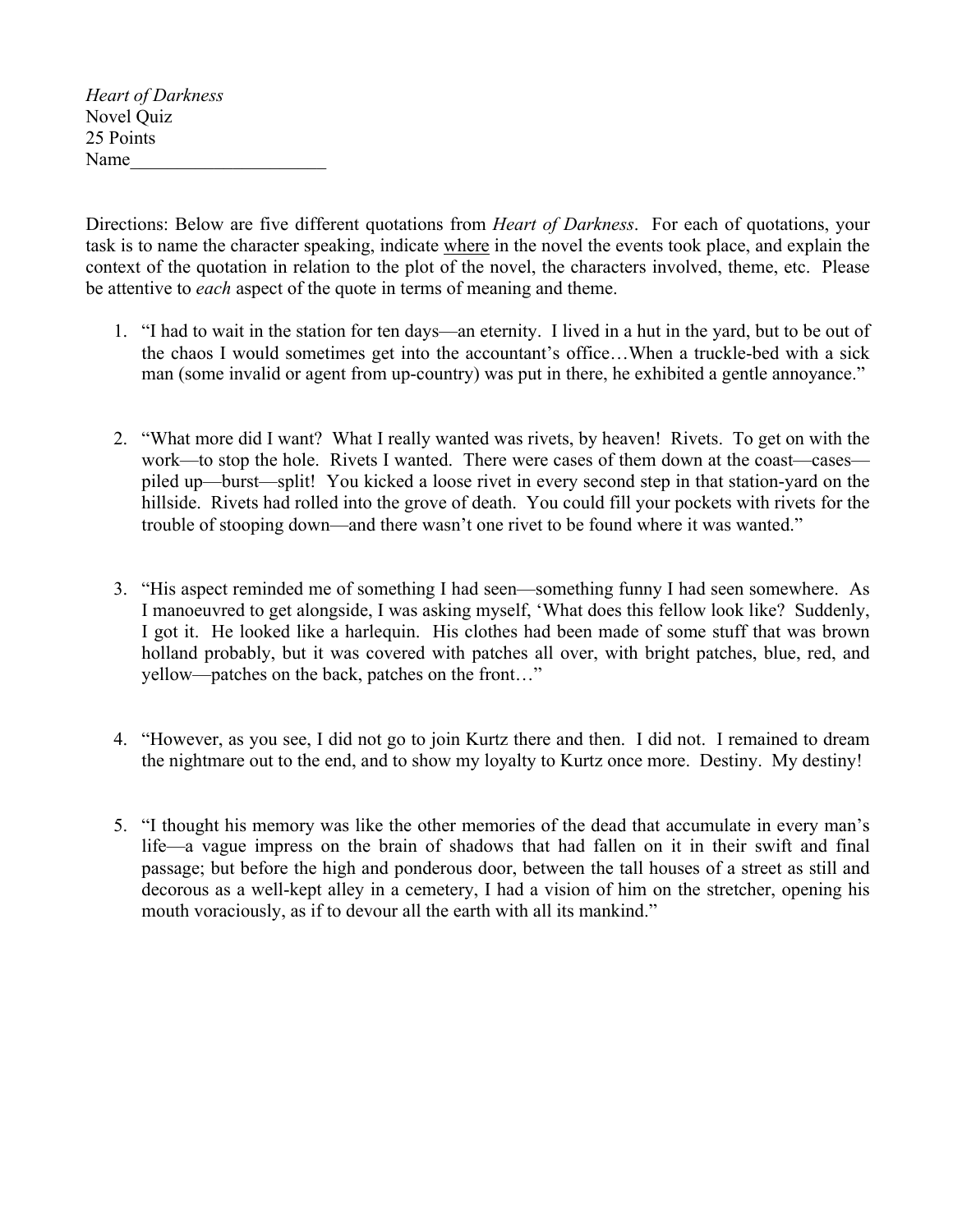*Heart of Darkness*
Novel Quiz
25 Points
Name_____________________

Directions: Below are five different quotations from *Heart of Darkness*. For each of quotations, your task is to name the character speaking, indicate where in the novel the events took place, and explain the context of the quotation in relation to the plot of the novel, the characters involved, theme, etc. Please be attentive to *each* aspect of the quote in terms of meaning and theme.

1. "I had to wait in the station for ten days—an eternity. I lived in a hut in the yard, but to be out of the chaos I would sometimes get into the accountant's office…When a truckle-bed with a sick man (some invalid or agent from up-country) was put in there, he exhibited a gentle annoyance."

2. "What more did I want? What I really wanted was rivets, by heaven! Rivets. To get on with the work—to stop the hole. Rivets I wanted. There were cases of them down at the coast—cases—piled up—burst—split! You kicked a loose rivet in every second step in that station-yard on the hillside. Rivets had rolled into the grove of death. You could fill your pockets with rivets for the trouble of stooping down—and there wasn't one rivet to be found where it was wanted."

3. "His aspect reminded me of something I had seen—something funny I had seen somewhere. As I manoeuvred to get alongside, I was asking myself, 'What does this fellow look like? Suddenly, I got it. He looked like a harlequin. His clothes had been made of some stuff that was brown holland probably, but it was covered with patches all over, with bright patches, blue, red, and yellow—patches on the back, patches on the front…"

4. "However, as you see, I did not go to join Kurtz there and then. I did not. I remained to dream the nightmare out to the end, and to show my loyalty to Kurtz once more. Destiny. My destiny!

5. "I thought his memory was like the other memories of the dead that accumulate in every man's life—a vague impress on the brain of shadows that had fallen on it in their swift and final passage; but before the high and ponderous door, between the tall houses of a street as still and decorous as a well-kept alley in a cemetery, I had a vision of him on the stretcher, opening his mouth voraciously, as if to devour all the earth with all its mankind."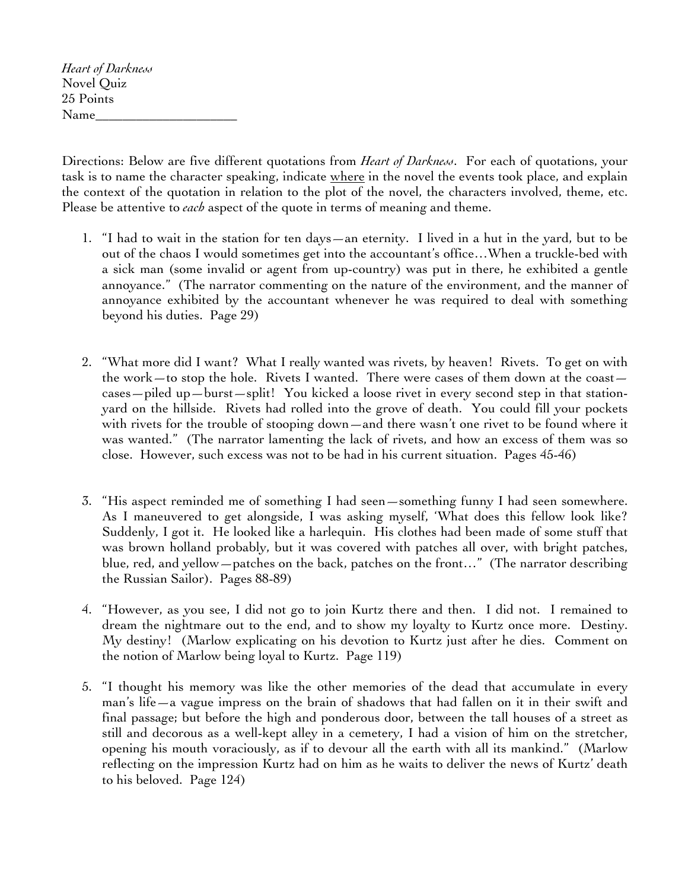*Heart of Darkness*
Novel Quiz
25 Points
Name____________________

Directions: Below are five different quotations from *Heart of Darkness*. For each of quotations, your task is to name the character speaking, indicate where in the novel the events took place, and explain the context of the quotation in relation to the plot of the novel, the characters involved, theme, etc. Please be attentive to *each* aspect of the quote in terms of meaning and theme.

1. "I had to wait in the station for ten days—an eternity. I lived in a hut in the yard, but to be out of the chaos I would sometimes get into the accountant's office…When a truckle-bed with a sick man (some invalid or agent from up-country) was put in there, he exhibited a gentle annoyance." (The narrator commenting on the nature of the environment, and the manner of annoyance exhibited by the accountant whenever he was required to deal with something beyond his duties. Page 29)

2. "What more did I want? What I really wanted was rivets, by heaven! Rivets. To get on with the work—to stop the hole. Rivets I wanted. There were cases of them down at the coast—cases—piled up—burst—split! You kicked a loose rivet in every second step in that station-yard on the hillside. Rivets had rolled into the grove of death. You could fill your pockets with rivets for the trouble of stooping down—and there wasn't one rivet to be found where it was wanted." (The narrator lamenting the lack of rivets, and how an excess of them was so close. However, such excess was not to be had in his current situation. Pages 45-46)

3. "His aspect reminded me of something I had seen—something funny I had seen somewhere. As I maneuvered to get alongside, I was asking myself, 'What does this fellow look like? Suddenly, I got it. He looked like a harlequin. His clothes had been made of some stuff that was brown holland probably, but it was covered with patches all over, with bright patches, blue, red, and yellow—patches on the back, patches on the front…" (The narrator describing the Russian Sailor). Pages 88-89)

4. "However, as you see, I did not go to join Kurtz there and then. I did not. I remained to dream the nightmare out to the end, and to show my loyalty to Kurtz once more. Destiny. My destiny! (Marlow explicating on his devotion to Kurtz just after he dies. Comment on the notion of Marlow being loyal to Kurtz. Page 119)

5. "I thought his memory was like the other memories of the dead that accumulate in every man's life—a vague impress on the brain of shadows that had fallen on it in their swift and final passage; but before the high and ponderous door, between the tall houses of a street as still and decorous as a well-kept alley in a cemetery, I had a vision of him on the stretcher, opening his mouth voraciously, as if to devour all the earth with all its mankind." (Marlow reflecting on the impression Kurtz had on him as he waits to deliver the news of Kurtz' death to his beloved. Page 124)